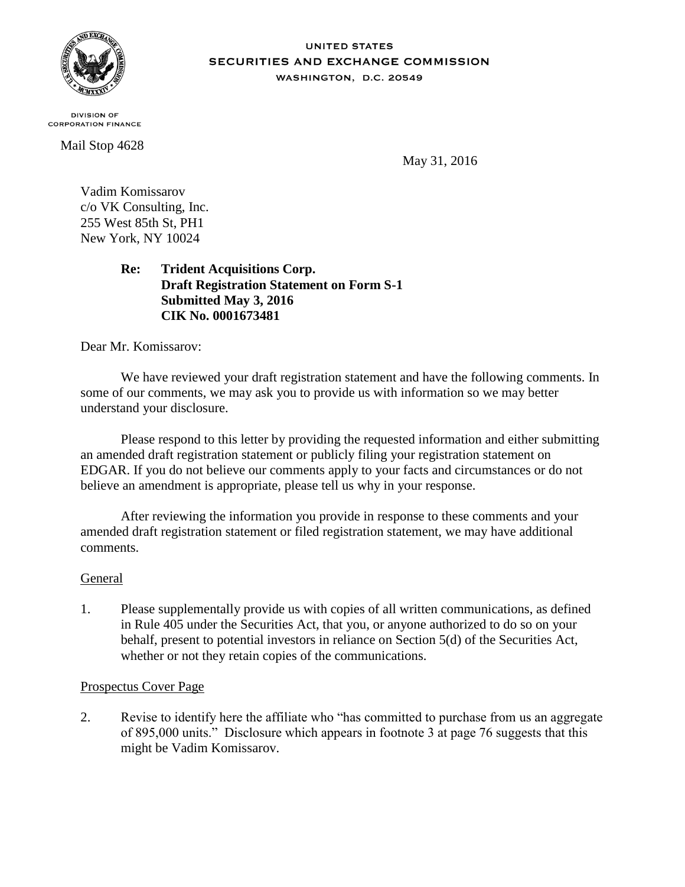UNITED STATES
SECURITIES AND EXCHANGE COMMISSION
WASHINGTON, D.C. 20549

DIVISION OF
CORPORATION FINANCE

Mail Stop 4628

May 31, 2016

Vadim Komissarov
c/o VK Consulting, Inc.
255 West 85th St, PH1
New York, NY 10024

**Re: Trident Acquisitions Corp.**
**Draft Registration Statement on Form S-1**
**Submitted May 3, 2016**
**CIK No. 0001673481**

Dear Mr. Komissarov:

We have reviewed your draft registration statement and have the following comments. In some of our comments, we may ask you to provide us with information so we may better understand your disclosure.

Please respond to this letter by providing the requested information and either submitting an amended draft registration statement or publicly filing your registration statement on EDGAR. If you do not believe our comments apply to your facts and circumstances or do not believe an amendment is appropriate, please tell us why in your response.

After reviewing the information you provide in response to these comments and your amended draft registration statement or filed registration statement, we may have additional comments.

General

1. Please supplementally provide us with copies of all written communications, as defined in Rule 405 under the Securities Act, that you, or anyone authorized to do so on your behalf, present to potential investors in reliance on Section 5(d) of the Securities Act, whether or not they retain copies of the communications.

Prospectus Cover Page

2. Revise to identify here the affiliate who "has committed to purchase from us an aggregate of 895,000 units." Disclosure which appears in footnote 3 at page 76 suggests that this might be Vadim Komissarov.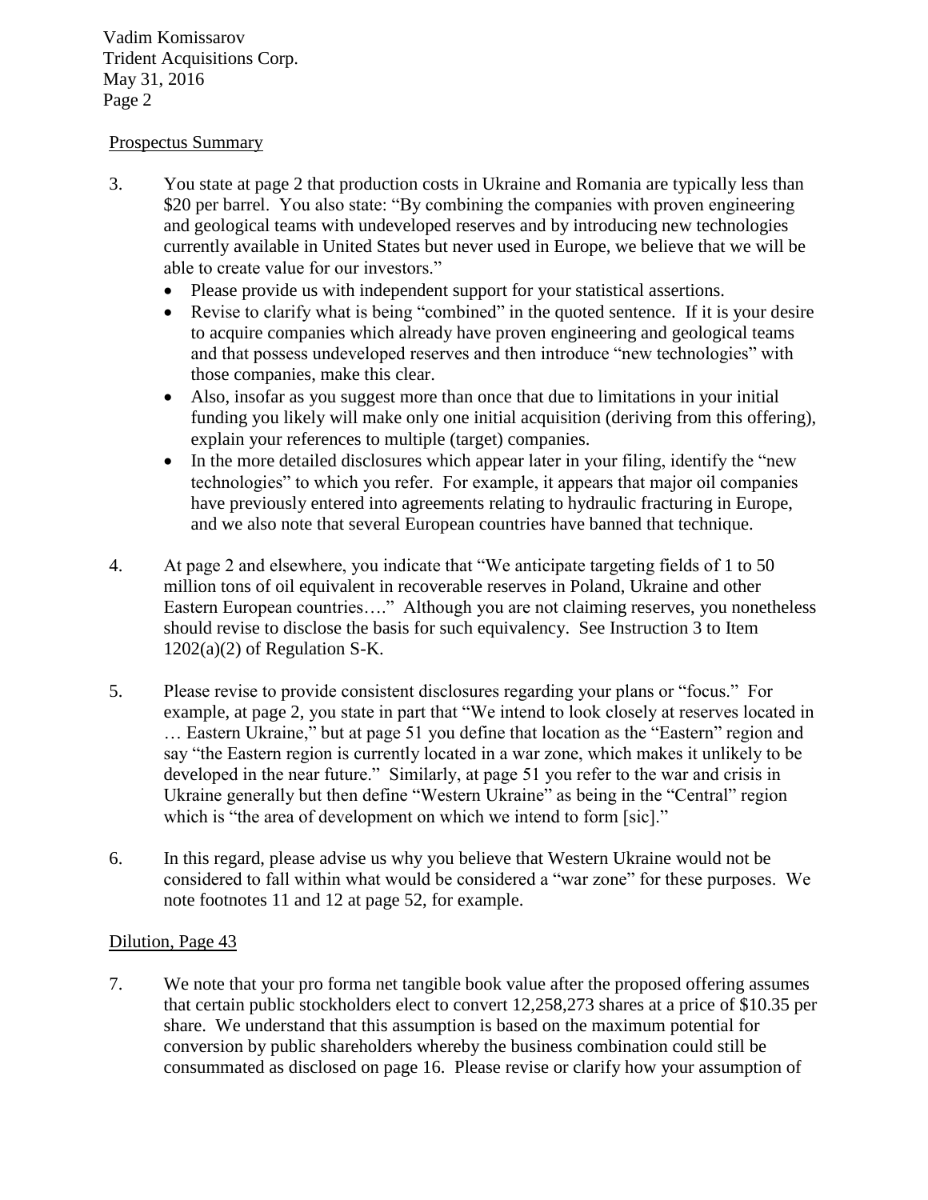Prospectus Summary

3. You state at page 2 that production costs in Ukraine and Romania are typically less than $20 per barrel. You also state: "By combining the companies with proven engineering and geological teams with undeveloped reserves and by introducing new technologies currently available in United States but never used in Europe, we believe that we will be able to create value for our investors."
   - Please provide us with independent support for your statistical assertions.
   - Revise to clarify what is being "combined" in the quoted sentence. If it is your desire to acquire companies which already have proven engineering and geological teams and that possess undeveloped reserves and then introduce "new technologies" with those companies, make this clear.
   - Also, insofar as you suggest more than once that due to limitations in your initial funding you likely will make only one initial acquisition (deriving from this offering), explain your references to multiple (target) companies.
   - In the more detailed disclosures which appear later in your filing, identify the "new technologies" to which you refer. For example, it appears that major oil companies have previously entered into agreements relating to hydraulic fracturing in Europe, and we also note that several European countries have banned that technique.

4. At page 2 and elsewhere, you indicate that "We anticipate targeting fields of 1 to 50 million tons of oil equivalent in recoverable reserves in Poland, Ukraine and other Eastern European countries…." Although you are not claiming reserves, you nonetheless should revise to disclose the basis for such equivalency. See Instruction 3 to Item 1202(a)(2) of Regulation S-K.

5. Please revise to provide consistent disclosures regarding your plans or "focus." For example, at page 2, you state in part that "We intend to look closely at reserves located in … Eastern Ukraine," but at page 51 you define that location as the "Eastern" region and say "the Eastern region is currently located in a war zone, which makes it unlikely to be developed in the near future." Similarly, at page 51 you refer to the war and crisis in Ukraine generally but then define "Western Ukraine" as being in the "Central" region which is "the area of development on which we intend to form [sic]."

6. In this regard, please advise us why you believe that Western Ukraine would not be considered to fall within what would be considered a "war zone" for these purposes. We note footnotes 11 and 12 at page 52, for example.

Dilution, Page 43

7. We note that your pro forma net tangible book value after the proposed offering assumes that certain public stockholders elect to convert 12,258,273 shares at a price of $10.35 per share. We understand that this assumption is based on the maximum potential for conversion by public shareholders whereby the business combination could still be consummated as disclosed on page 16. Please revise or clarify how your assumption of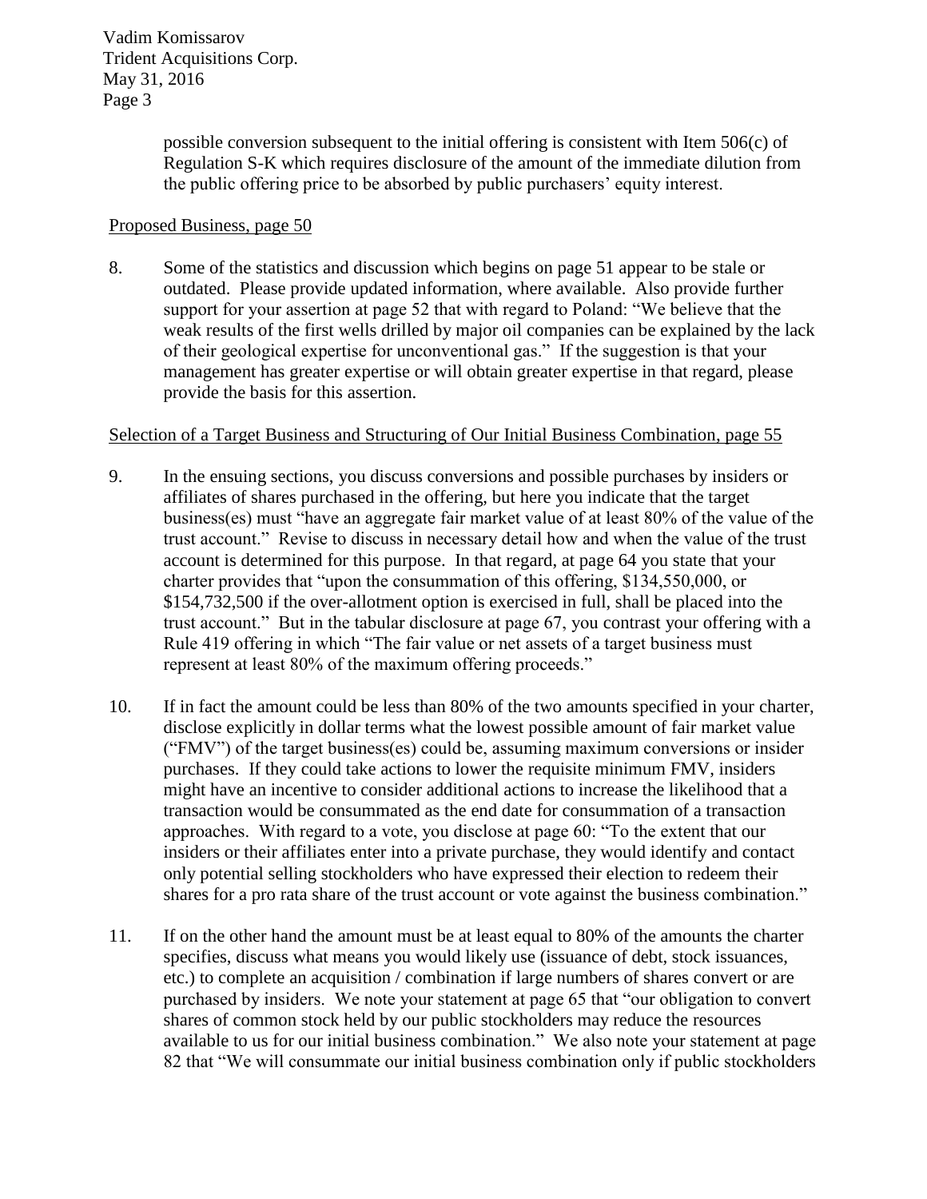possible conversion subsequent to the initial offering is consistent with Item 506(c) of Regulation S-K which requires disclosure of the amount of the immediate dilution from the public offering price to be absorbed by public purchasers' equity interest.

Proposed Business, page 50

8. Some of the statistics and discussion which begins on page 51 appear to be stale or outdated. Please provide updated information, where available. Also provide further support for your assertion at page 52 that with regard to Poland: "We believe that the weak results of the first wells drilled by major oil companies can be explained by the lack of their geological expertise for unconventional gas." If the suggestion is that your management has greater expertise or will obtain greater expertise in that regard, please provide the basis for this assertion.

Selection of a Target Business and Structuring of Our Initial Business Combination, page 55

9. In the ensuing sections, you discuss conversions and possible purchases by insiders or affiliates of shares purchased in the offering, but here you indicate that the target business(es) must "have an aggregate fair market value of at least 80% of the value of the trust account." Revise to discuss in necessary detail how and when the value of the trust account is determined for this purpose. In that regard, at page 64 you state that your charter provides that "upon the consummation of this offering, $134,550,000, or $154,732,500 if the over-allotment option is exercised in full, shall be placed into the trust account." But in the tabular disclosure at page 67, you contrast your offering with a Rule 419 offering in which "The fair value or net assets of a target business must represent at least 80% of the maximum offering proceeds."

10. If in fact the amount could be less than 80% of the two amounts specified in your charter, disclose explicitly in dollar terms what the lowest possible amount of fair market value ("FMV") of the target business(es) could be, assuming maximum conversions or insider purchases. If they could take actions to lower the requisite minimum FMV, insiders might have an incentive to consider additional actions to increase the likelihood that a transaction would be consummated as the end date for consummation of a transaction approaches. With regard to a vote, you disclose at page 60: "To the extent that our insiders or their affiliates enter into a private purchase, they would identify and contact only potential selling stockholders who have expressed their election to redeem their shares for a pro rata share of the trust account or vote against the business combination."

11. If on the other hand the amount must be at least equal to 80% of the amounts the charter specifies, discuss what means you would likely use (issuance of debt, stock issuances, etc.) to complete an acquisition / combination if large numbers of shares convert or are purchased by insiders. We note your statement at page 65 that "our obligation to convert shares of common stock held by our public stockholders may reduce the resources available to us for our initial business combination." We also note your statement at page 82 that "We will consummate our initial business combination only if public stockholders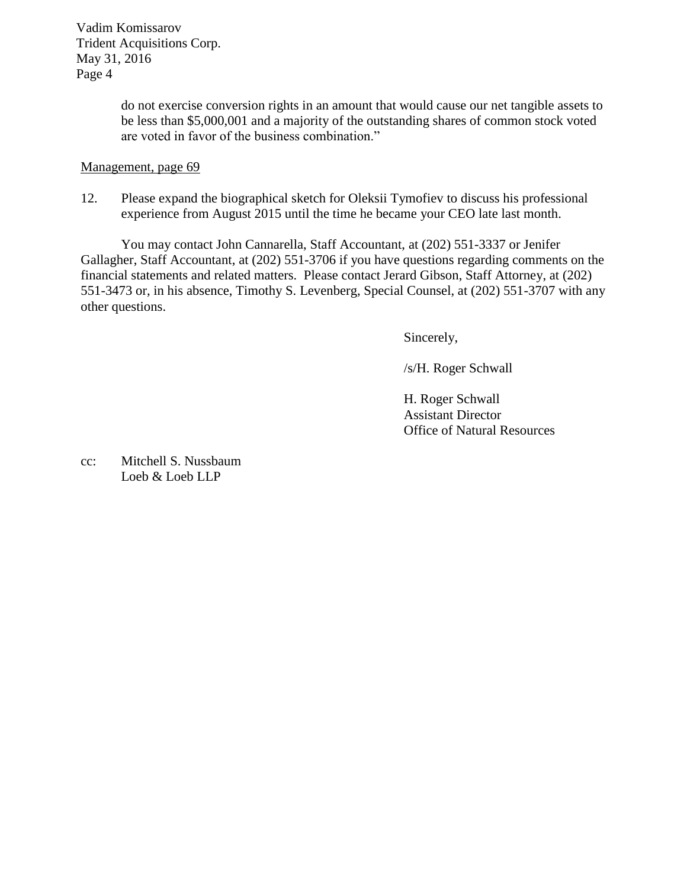do not exercise conversion rights in an amount that would cause our net tangible assets to be less than $5,000,001 and a majority of the outstanding shares of common stock voted are voted in favor of the business combination."

Management, page 69

12. Please expand the biographical sketch for Oleksii Tymofiev to discuss his professional experience from August 2015 until the time he became your CEO late last month.

You may contact John Cannarella, Staff Accountant, at (202) 551-3337 or Jenifer Gallagher, Staff Accountant, at (202) 551-3706 if you have questions regarding comments on the financial statements and related matters. Please contact Jerard Gibson, Staff Attorney, at (202) 551-3473 or, in his absence, Timothy S. Levenberg, Special Counsel, at (202) 551-3707 with any other questions.

Sincerely,

/s/H. Roger Schwall

H. Roger Schwall
Assistant Director
Office of Natural Resources

cc: Mitchell S. Nussbaum
Loeb & Loeb LLP